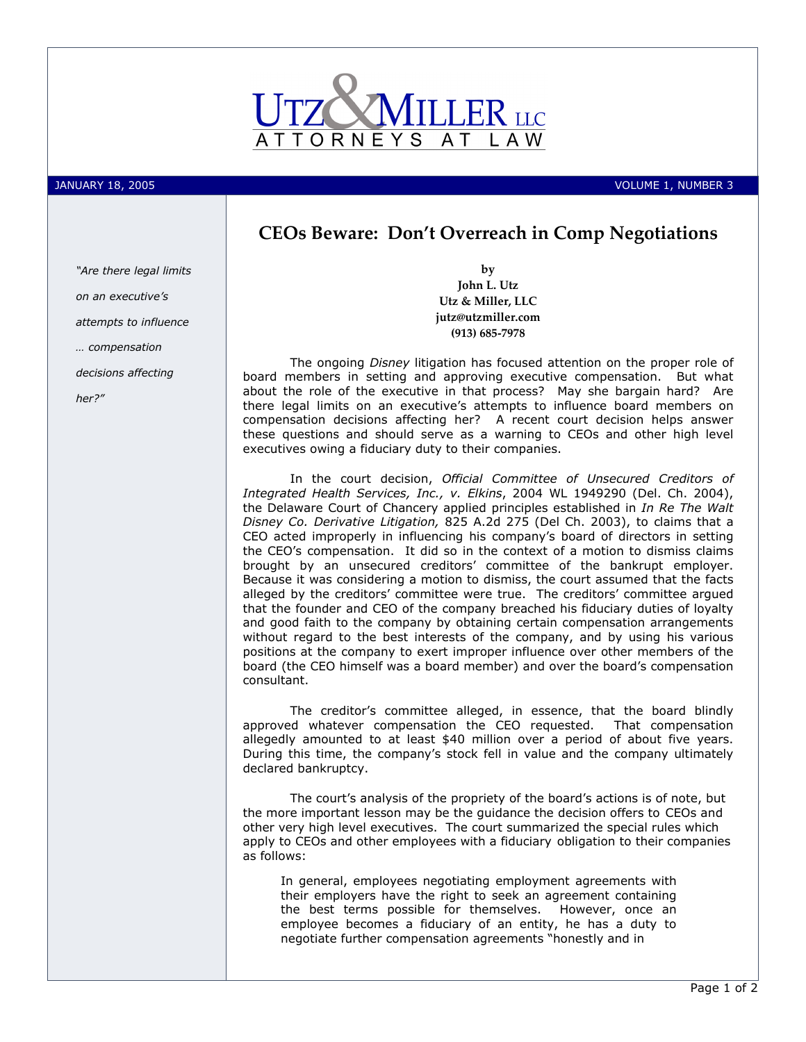UTZ & MILLER LLC

ATTORNEYS AT LAW

JANUARY 18, 2005 — VOLUME 1, NUMBER 3

# CEOs Beware: Don't Overreach in Comp Negotiations

*"Are there legal limits on an executive's attempts to influence … compensation decisions affecting her?"*

**by**
**John L. Utz**
**Utz & Miller, LLC**
**jutz@utzmiller.com**
**(913) 685-7978**

The ongoing *Disney* litigation has focused attention on the proper role of board members in setting and approving executive compensation. But what about the role of the executive in that process? May she bargain hard? Are there legal limits on an executive's attempts to influence board members on compensation decisions affecting her? A recent court decision helps answer these questions and should serve as a warning to CEOs and other high level executives owing a fiduciary duty to their companies.

In the court decision, *Official Committee of Unsecured Creditors of Integrated Health Services, Inc., v. Elkins*, 2004 WL 1949290 (Del. Ch. 2004), the Delaware Court of Chancery applied principles established in *In Re The Walt Disney Co. Derivative Litigation,* 825 A.2d 275 (Del Ch. 2003), to claims that a CEO acted improperly in influencing his company's board of directors in setting the CEO's compensation. It did so in the context of a motion to dismiss claims brought by an unsecured creditors' committee of the bankrupt employer. Because it was considering a motion to dismiss, the court assumed that the facts alleged by the creditors' committee were true. The creditors' committee argued that the founder and CEO of the company breached his fiduciary duties of loyalty and good faith to the company by obtaining certain compensation arrangements without regard to the best interests of the company, and by using his various positions at the company to exert improper influence over other members of the board (the CEO himself was a board member) and over the board's compensation consultant.

The creditor's committee alleged, in essence, that the board blindly approved whatever compensation the CEO requested. That compensation allegedly amounted to at least $40 million over a period of about five years. During this time, the company's stock fell in value and the company ultimately declared bankruptcy.

The court's analysis of the propriety of the board's actions is of note, but the more important lesson may be the guidance the decision offers to CEOs and other very high level executives. The court summarized the special rules which apply to CEOs and other employees with a fiduciary obligation to their companies as follows:

> In general, employees negotiating employment agreements with their employers have the right to seek an agreement containing the best terms possible for themselves. However, once an employee becomes a fiduciary of an entity, he has a duty to negotiate further compensation agreements "honestly and in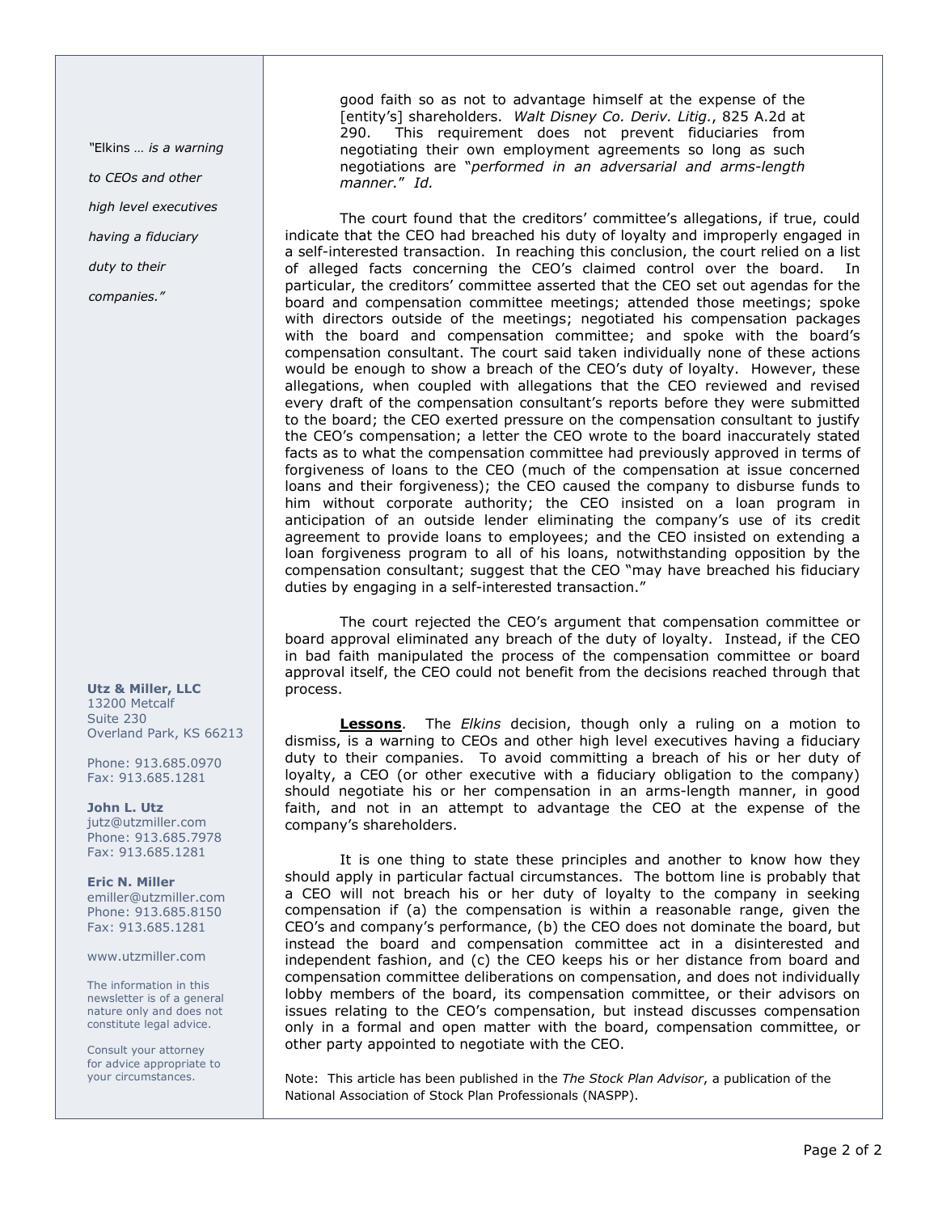*"Elkins … is a warning to CEOs and other high level executives having a fiduciary duty to their companies."*

good faith so as not to advantage himself at the expense of the [entity's] shareholders. *Walt Disney Co. Deriv. Litig.*, 825 A.2d at 290. This requirement does not prevent fiduciaries from negotiating their own employment agreements so long as such negotiations are "*performed in an adversarial and arms-length manner.*" *Id.*

The court found that the creditors' committee's allegations, if true, could indicate that the CEO had breached his duty of loyalty and improperly engaged in a self-interested transaction. In reaching this conclusion, the court relied on a list of alleged facts concerning the CEO's claimed control over the board. In particular, the creditors' committee asserted that the CEO set out agendas for the board and compensation committee meetings; attended those meetings; spoke with directors outside of the meetings; negotiated his compensation packages with the board and compensation committee; and spoke with the board's compensation consultant. The court said taken individually none of these actions would be enough to show a breach of the CEO's duty of loyalty. However, these allegations, when coupled with allegations that the CEO reviewed and revised every draft of the compensation consultant's reports before they were submitted to the board; the CEO exerted pressure on the compensation consultant to justify the CEO's compensation; a letter the CEO wrote to the board inaccurately stated facts as to what the compensation committee had previously approved in terms of forgiveness of loans to the CEO (much of the compensation at issue concerned loans and their forgiveness); the CEO caused the company to disburse funds to him without corporate authority; the CEO insisted on a loan program in anticipation of an outside lender eliminating the company's use of its credit agreement to provide loans to employees; and the CEO insisted on extending a loan forgiveness program to all of his loans, notwithstanding opposition by the compensation consultant; suggest that the CEO "may have breached his fiduciary duties by engaging in a self-interested transaction."

The court rejected the CEO's argument that compensation committee or board approval eliminated any breach of the duty of loyalty. Instead, if the CEO in bad faith manipulated the process of the compensation committee or board approval itself, the CEO could not benefit from the decisions reached through that process.

**Lessons**. The *Elkins* decision, though only a ruling on a motion to dismiss, is a warning to CEOs and other high level executives having a fiduciary duty to their companies. To avoid committing a breach of his or her duty of loyalty, a CEO (or other executive with a fiduciary obligation to the company) should negotiate his or her compensation in an arms-length manner, in good faith, and not in an attempt to advantage the CEO at the expense of the company's shareholders.

It is one thing to state these principles and another to know how they should apply in particular factual circumstances. The bottom line is probably that a CEO will not breach his or her duty of loyalty to the company in seeking compensation if (a) the compensation is within a reasonable range, given the CEO's and company's performance, (b) the CEO does not dominate the board, but instead the board and compensation committee act in a disinterested and independent fashion, and (c) the CEO keeps his or her distance from board and compensation committee deliberations on compensation, and does not individually lobby members of the board, its compensation committee, or their advisors on issues relating to the CEO's compensation, but instead discusses compensation only in a formal and open matter with the board, compensation committee, or other party appointed to negotiate with the CEO.

Note: This article has been published in the *The Stock Plan Advisor*, a publication of the National Association of Stock Plan Professionals (NASPP).

**Utz & Miller, LLC**
13200 Metcalf
Suite 230
Overland Park, KS 66213

Phone: 913.685.0970
Fax: 913.685.1281

**John L. Utz**
jutz@utzmiller.com
Phone: 913.685.7978
Fax: 913.685.1281

**Eric N. Miller**
emiller@utzmiller.com
Phone: 913.685.8150
Fax: 913.685.1281

www.utzmiller.com

The information in this newsletter is of a general nature only and does not constitute legal advice.

Consult your attorney for advice appropriate to your circumstances.